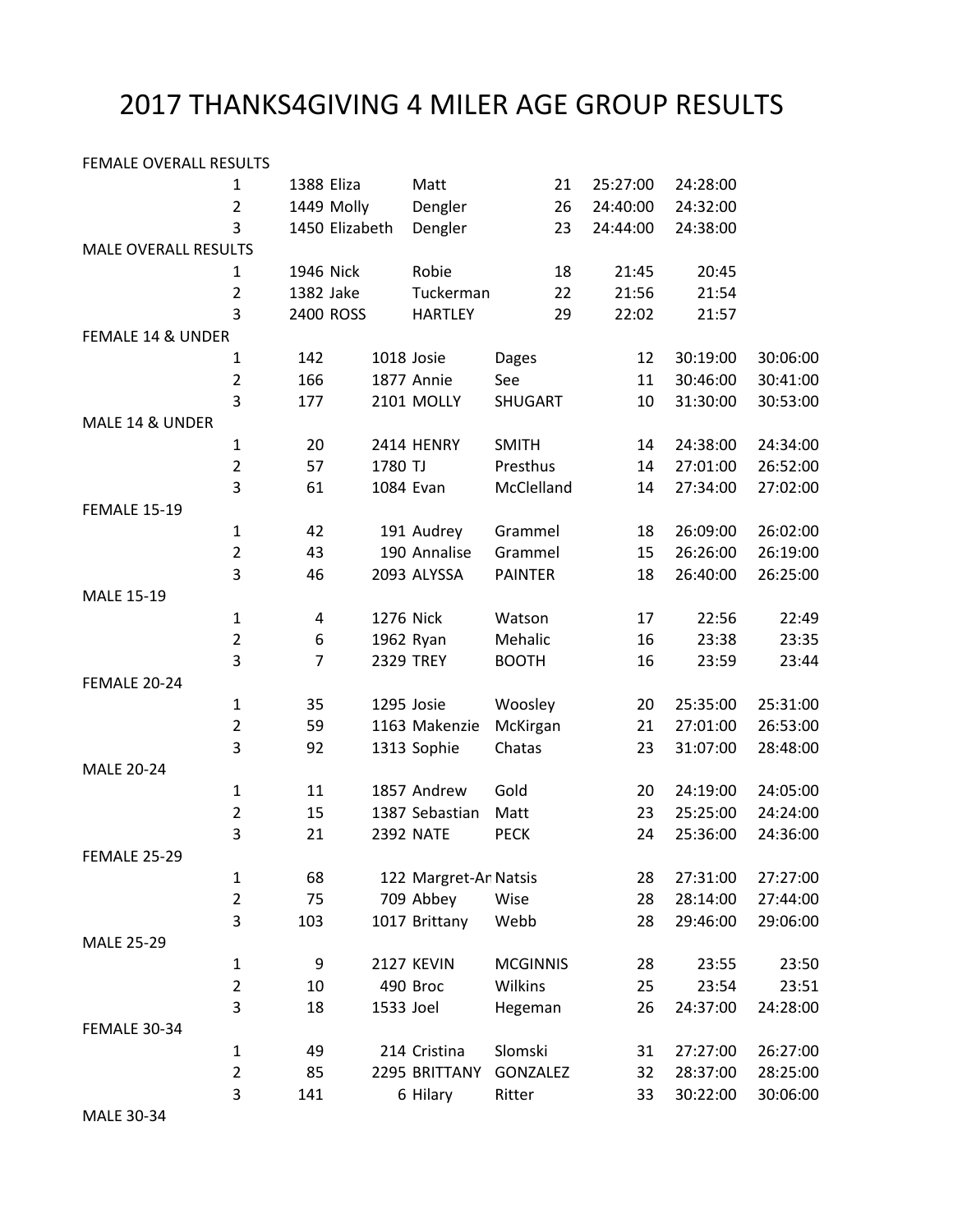# 2017 THANKS4GIVING 4 MILER AGE GROUP RESULTS

| | | | | | | | | |
|---|---|---|---|---|---|---|---|---|
| FEMALE OVERALL RESULTS | | | | | | | | |
| | 1 | 1388 | Eliza | Matt | 21 | 25:27:00 | 24:28:00 | |
| | 2 | 1449 | Molly | Dengler | 26 | 24:40:00 | 24:32:00 | |
| | 3 | 1450 | Elizabeth | Dengler | 23 | 24:44:00 | 24:38:00 | |
| MALE OVERALL RESULTS | | | | | | | | |
| | 1 | 1946 | Nick | Robie | 18 | 21:45 | 20:45 | |
| | 2 | 1382 | Jake | Tuckerman | 22 | 21:56 | 21:54 | |
| | 3 | 2400 | ROSS | HARTLEY | 29 | 22:02 | 21:57 | |
| FEMALE 14 & UNDER | | | | | | | | |
| | 1 | 142 | 1018 | Josie | Dages | 12 | 30:19:00 | 30:06:00 |
| | 2 | 166 | 1877 | Annie | See | 11 | 30:46:00 | 30:41:00 |
| | 3 | 177 | 2101 | MOLLY | SHUGART | 10 | 31:30:00 | 30:53:00 |
| MALE 14 & UNDER | | | | | | | | |
| | 1 | 20 | 2414 | HENRY | SMITH | 14 | 24:38:00 | 24:34:00 |
| | 2 | 57 | 1780 | TJ | Presthus | 14 | 27:01:00 | 26:52:00 |
| | 3 | 61 | 1084 | Evan | McClelland | 14 | 27:34:00 | 27:02:00 |
| FEMALE 15-19 | | | | | | | | |
| | 1 | 42 | 191 | Audrey | Grammel | 18 | 26:09:00 | 26:02:00 |
| | 2 | 43 | 190 | Annalise | Grammel | 15 | 26:26:00 | 26:19:00 |
| | 3 | 46 | 2093 | ALYSSA | PAINTER | 18 | 26:40:00 | 26:25:00 |
| MALE 15-19 | | | | | | | | |
| | 1 | 4 | 1276 | Nick | Watson | 17 | 22:56 | 22:49 |
| | 2 | 6 | 1962 | Ryan | Mehalic | 16 | 23:38 | 23:35 |
| | 3 | 7 | 2329 | TREY | BOOTH | 16 | 23:59 | 23:44 |
| FEMALE 20-24 | | | | | | | | |
| | 1 | 35 | 1295 | Josie | Woosley | 20 | 25:35:00 | 25:31:00 |
| | 2 | 59 | 1163 | Makenzie | McKirgan | 21 | 27:01:00 | 26:53:00 |
| | 3 | 92 | 1313 | Sophie | Chatas | 23 | 31:07:00 | 28:48:00 |
| MALE 20-24 | | | | | | | | |
| | 1 | 11 | 1857 | Andrew | Gold | 20 | 24:19:00 | 24:05:00 |
| | 2 | 15 | 1387 | Sebastian | Matt | 23 | 25:25:00 | 24:24:00 |
| | 3 | 21 | 2392 | NATE | PECK | 24 | 25:36:00 | 24:36:00 |
| FEMALE 25-29 | | | | | | | | |
| | 1 | 68 | 122 | Margret-Ar | Natsis | 28 | 27:31:00 | 27:27:00 |
| | 2 | 75 | 709 | Abbey | Wise | 28 | 28:14:00 | 27:44:00 |
| | 3 | 103 | 1017 | Brittany | Webb | 28 | 29:46:00 | 29:06:00 |
| MALE 25-29 | | | | | | | | |
| | 1 | 9 | 2127 | KEVIN | MCGINNIS | 28 | 23:55 | 23:50 |
| | 2 | 10 | 490 | Broc | Wilkins | 25 | 23:54 | 23:51 |
| | 3 | 18 | 1533 | Joel | Hegeman | 26 | 24:37:00 | 24:28:00 |
| FEMALE 30-34 | | | | | | | | |
| | 1 | 49 | 214 | Cristina | Slomski | 31 | 27:27:00 | 26:27:00 |
| | 2 | 85 | 2295 | BRITTANY | GONZALEZ | 32 | 28:37:00 | 28:25:00 |
| | 3 | 141 | 6 | Hilary | Ritter | 33 | 30:22:00 | 30:06:00 |
| MALE 30-34 | | | | | | | | |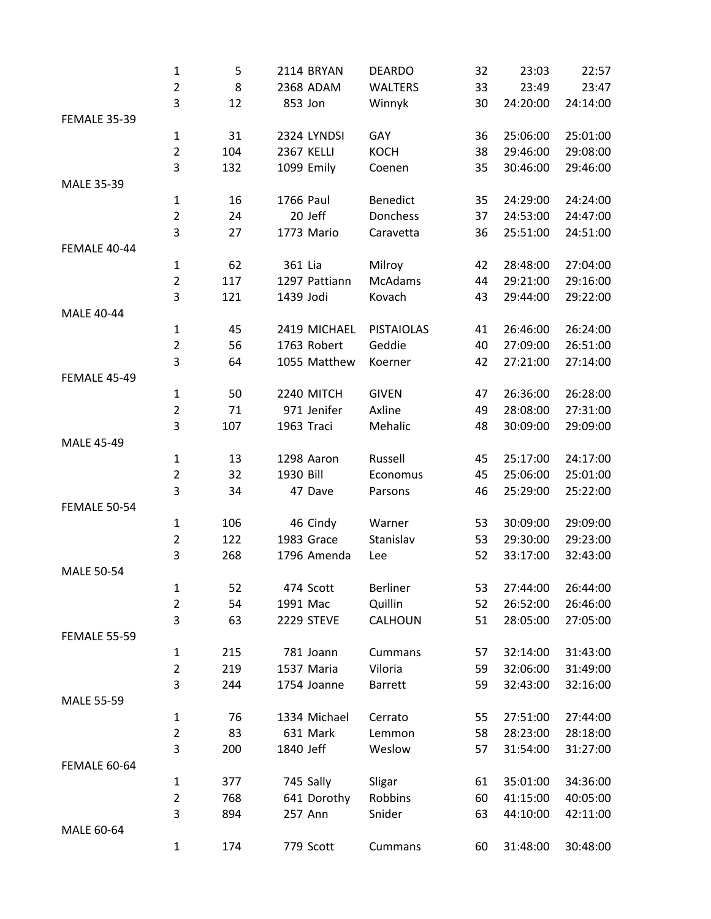| | | | | | | | | |
|---|---|---|---|---|---|---|---|---|
| | 1 | 5 | 2114 | BRYAN | DEARDO | 32 | 23:03 | 22:57 |
| | 2 | 8 | 2368 | ADAM | WALTERS | 33 | 23:49 | 23:47 |
| | 3 | 12 | 853 | Jon | Winnyk | 30 | 24:20:00 | 24:14:00 |
| FEMALE 35-39 | | | | | | | | |
| | 1 | 31 | 2324 | LYNDSI | GAY | 36 | 25:06:00 | 25:01:00 |
| | 2 | 104 | 2367 | KELLI | KOCH | 38 | 29:46:00 | 29:08:00 |
| | 3 | 132 | 1099 | Emily | Coenen | 35 | 30:46:00 | 29:46:00 |
| MALE 35-39 | | | | | | | | |
| | 1 | 16 | 1766 | Paul | Benedict | 35 | 24:29:00 | 24:24:00 |
| | 2 | 24 | 20 | Jeff | Donchess | 37 | 24:53:00 | 24:47:00 |
| | 3 | 27 | 1773 | Mario | Caravetta | 36 | 25:51:00 | 24:51:00 |
| FEMALE 40-44 | | | | | | | | |
| | 1 | 62 | 361 | Lia | Milroy | 42 | 28:48:00 | 27:04:00 |
| | 2 | 117 | 1297 | Pattiann | McAdams | 44 | 29:21:00 | 29:16:00 |
| | 3 | 121 | 1439 | Jodi | Kovach | 43 | 29:44:00 | 29:22:00 |
| MALE 40-44 | | | | | | | | |
| | 1 | 45 | 2419 | MICHAEL | PISTAIOLAS | 41 | 26:46:00 | 26:24:00 |
| | 2 | 56 | 1763 | Robert | Geddie | 40 | 27:09:00 | 26:51:00 |
| | 3 | 64 | 1055 | Matthew | Koerner | 42 | 27:21:00 | 27:14:00 |
| FEMALE 45-49 | | | | | | | | |
| | 1 | 50 | 2240 | MITCH | GIVEN | 47 | 26:36:00 | 26:28:00 |
| | 2 | 71 | 971 | Jenifer | Axline | 49 | 28:08:00 | 27:31:00 |
| | 3 | 107 | 1963 | Traci | Mehalic | 48 | 30:09:00 | 29:09:00 |
| MALE 45-49 | | | | | | | | |
| | 1 | 13 | 1298 | Aaron | Russell | 45 | 25:17:00 | 24:17:00 |
| | 2 | 32 | 1930 | Bill | Economus | 45 | 25:06:00 | 25:01:00 |
| | 3 | 34 | 47 | Dave | Parsons | 46 | 25:29:00 | 25:22:00 |
| FEMALE 50-54 | | | | | | | | |
| | 1 | 106 | 46 | Cindy | Warner | 53 | 30:09:00 | 29:09:00 |
| | 2 | 122 | 1983 | Grace | Stanislav | 53 | 29:30:00 | 29:23:00 |
| | 3 | 268 | 1796 | Amenda | Lee | 52 | 33:17:00 | 32:43:00 |
| MALE 50-54 | | | | | | | | |
| | 1 | 52 | 474 | Scott | Berliner | 53 | 27:44:00 | 26:44:00 |
| | 2 | 54 | 1991 | Mac | Quillin | 52 | 26:52:00 | 26:46:00 |
| | 3 | 63 | 2229 | STEVE | CALHOUN | 51 | 28:05:00 | 27:05:00 |
| FEMALE 55-59 | | | | | | | | |
| | 1 | 215 | 781 | Joann | Cummans | 57 | 32:14:00 | 31:43:00 |
| | 2 | 219 | 1537 | Maria | Viloria | 59 | 32:06:00 | 31:49:00 |
| | 3 | 244 | 1754 | Joanne | Barrett | 59 | 32:43:00 | 32:16:00 |
| MALE 55-59 | | | | | | | | |
| | 1 | 76 | 1334 | Michael | Cerrato | 55 | 27:51:00 | 27:44:00 |
| | 2 | 83 | 631 | Mark | Lemmon | 58 | 28:23:00 | 28:18:00 |
| | 3 | 200 | 1840 | Jeff | Weslow | 57 | 31:54:00 | 31:27:00 |
| FEMALE 60-64 | | | | | | | | |
| | 1 | 377 | 745 | Sally | Sligar | 61 | 35:01:00 | 34:36:00 |
| | 2 | 768 | 641 | Dorothy | Robbins | 60 | 41:15:00 | 40:05:00 |
| | 3 | 894 | 257 | Ann | Snider | 63 | 44:10:00 | 42:11:00 |
| MALE 60-64 | | | | | | | | |
| | 1 | 174 | 779 | Scott | Cummans | 60 | 31:48:00 | 30:48:00 |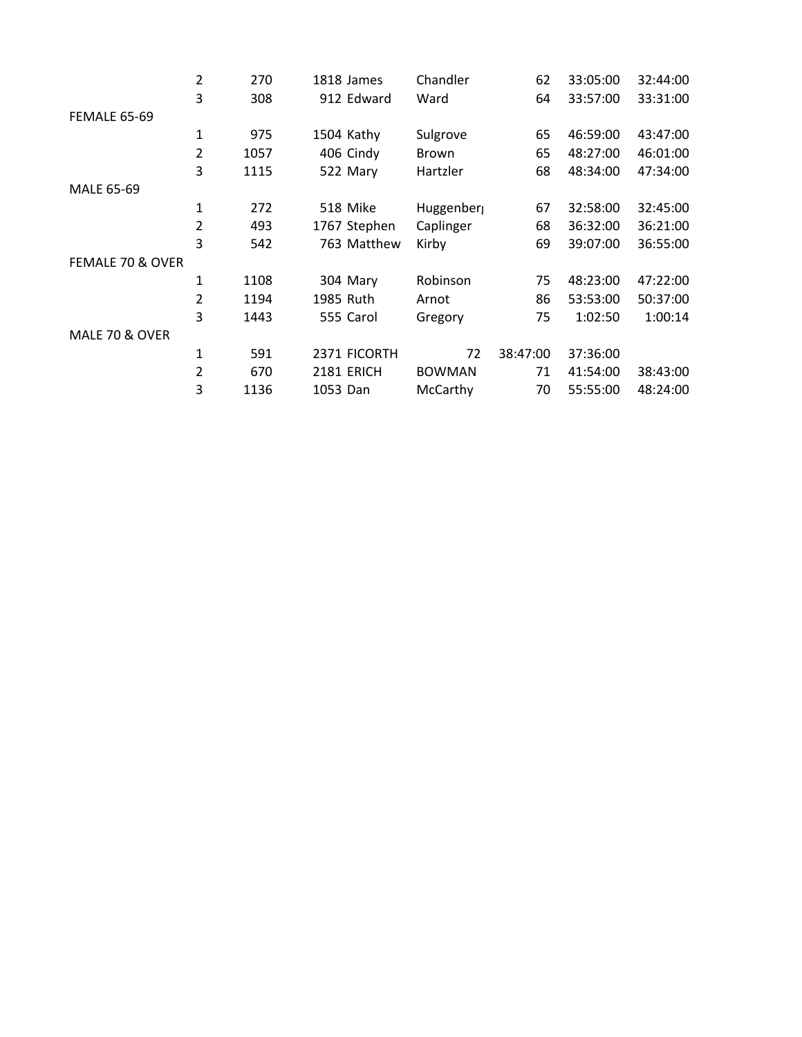| | | | | | | | | |
|---|---|---|---|---|---|---|---|---|
| | 2 | 270 | 1818 | James | Chandler | 62 | 33:05:00 | 32:44:00 |
| | 3 | 308 | 912 | Edward | Ward | 64 | 33:57:00 | 33:31:00 |
| FEMALE 65-69 | | | | | | | | |
| | 1 | 975 | 1504 | Kathy | Sulgrove | 65 | 46:59:00 | 43:47:00 |
| | 2 | 1057 | 406 | Cindy | Brown | 65 | 48:27:00 | 46:01:00 |
| | 3 | 1115 | 522 | Mary | Hartzler | 68 | 48:34:00 | 47:34:00 |
| MALE 65-69 | | | | | | | | |
| | 1 | 272 | 518 | Mike | Huggenberg | 67 | 32:58:00 | 32:45:00 |
| | 2 | 493 | 1767 | Stephen | Caplinger | 68 | 36:32:00 | 36:21:00 |
| | 3 | 542 | 763 | Matthew | Kirby | 69 | 39:07:00 | 36:55:00 |
| FEMALE 70 & OVER | | | | | | | | |
| | 1 | 1108 | 304 | Mary | Robinson | 75 | 48:23:00 | 47:22:00 |
| | 2 | 1194 | 1985 | Ruth | Arnot | 86 | 53:53:00 | 50:37:00 |
| | 3 | 1443 | 555 | Carol | Gregory | 75 | 1:02:50 | 1:00:14 |
| MALE 70 & OVER | | | | | | | | |
| | 1 | 591 | 2371 | FICORTH | 72 | 38:47:00 | 37:36:00 | |
| | 2 | 670 | 2181 | ERICH | BOWMAN | 71 | 41:54:00 | 38:43:00 |
| | 3 | 1136 | 1053 | Dan | McCarthy | 70 | 55:55:00 | 48:24:00 |